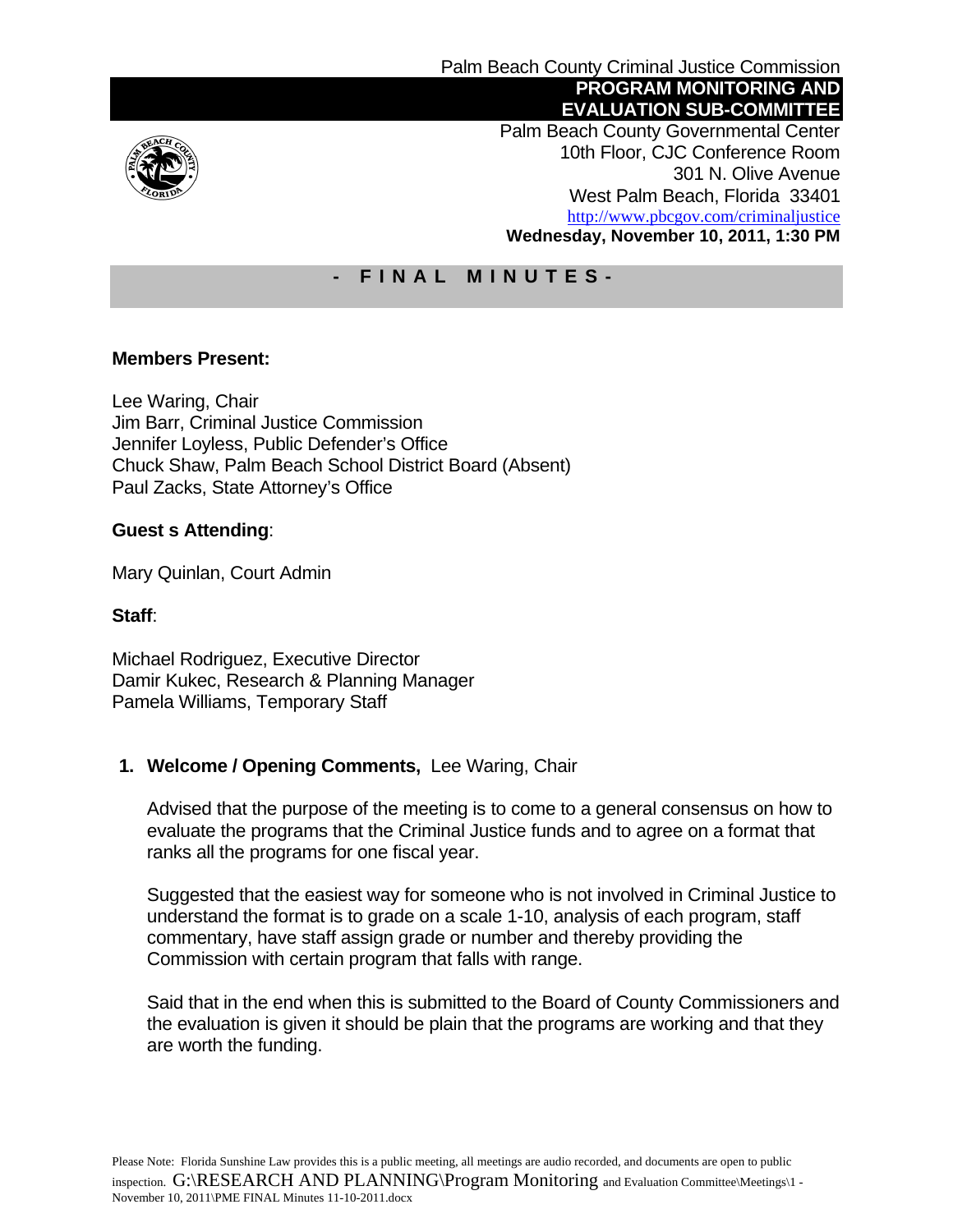Palm Beach County Criminal Justice Commission

**PROGRAM MONITORING AND EVALUATION SUB-COMMITTEE**

Palm Beach County Governmental Center
10th Floor, CJC Conference Room
301 N. Olive Avenue
West Palm Beach, Florida 33401
http://www.pbcgov.com/criminaljustice

**Wednesday, November 10, 2011, 1:30 PM**

# - F I N A L  M I N U T E S -

**Members Present:**

Lee Waring, Chair
Jim Barr, Criminal Justice Commission
Jennifer Loyless, Public Defender's Office
Chuck Shaw, Palm Beach School District Board (Absent)
Paul Zacks, State Attorney's Office

**Guest s Attending**:

Mary Quinlan, Court Admin

**Staff**:

Michael Rodriguez, Executive Director
Damir Kukec, Research & Planning Manager
Pamela Williams, Temporary Staff

1. **Welcome / Opening Comments,** Lee Waring, Chair

   Advised that the purpose of the meeting is to come to a general consensus on how to evaluate the programs that the Criminal Justice funds and to agree on a format that ranks all the programs for one fiscal year.

   Suggested that the easiest way for someone who is not involved in Criminal Justice to understand the format is to grade on a scale 1-10, analysis of each program, staff commentary, have staff assign grade or number and thereby providing the Commission with certain program that falls with range.

   Said that in the end when this is submitted to the Board of County Commissioners and the evaluation is given it should be plain that the programs are working and that they are worth the funding.

Please Note: Florida Sunshine Law provides this is a public meeting, all meetings are audio recorded, and documents are open to public inspection. G:\RESEARCH AND PLANNING\Program Monitoring and Evaluation Committee\Meetings\1 - November 10, 2011\PME FINAL Minutes 11-10-2011.docx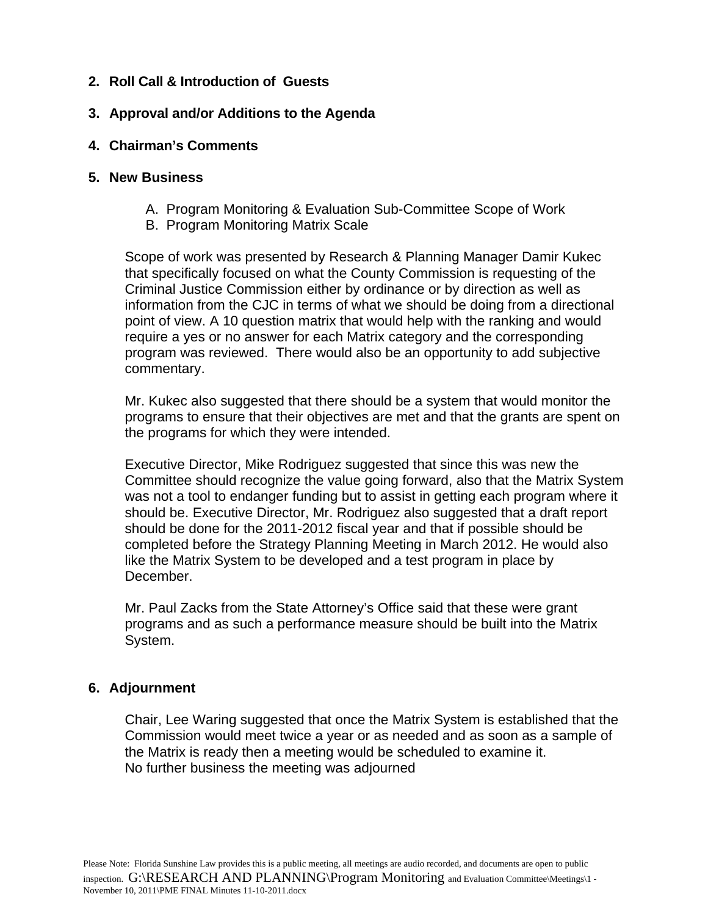2. **Roll Call & Introduction of Guests**

3. **Approval and/or Additions to the Agenda**

4. **Chairman's Comments**

5. **New Business**

   A. Program Monitoring & Evaluation Sub-Committee Scope of Work
   B. Program Monitoring Matrix Scale

   Scope of work was presented by Research & Planning Manager Damir Kukec that specifically focused on what the County Commission is requesting of the Criminal Justice Commission either by ordinance or by direction as well as information from the CJC in terms of what we should be doing from a directional point of view. A 10 question matrix that would help with the ranking and would require a yes or no answer for each Matrix category and the corresponding program was reviewed. There would also be an opportunity to add subjective commentary.

   Mr. Kukec also suggested that there should be a system that would monitor the programs to ensure that their objectives are met and that the grants are spent on the programs for which they were intended.

   Executive Director, Mike Rodriguez suggested that since this was new the Committee should recognize the value going forward, also that the Matrix System was not a tool to endanger funding but to assist in getting each program where it should be. Executive Director, Mr. Rodriguez also suggested that a draft report should be done for the 2011-2012 fiscal year and that if possible should be completed before the Strategy Planning Meeting in March 2012. He would also like the Matrix System to be developed and a test program in place by December.

   Mr. Paul Zacks from the State Attorney's Office said that these were grant programs and as such a performance measure should be built into the Matrix System.

6. **Adjournment**

   Chair, Lee Waring suggested that once the Matrix System is established that the Commission would meet twice a year or as needed and as soon as a sample of the Matrix is ready then a meeting would be scheduled to examine it.
   No further business the meeting was adjourned